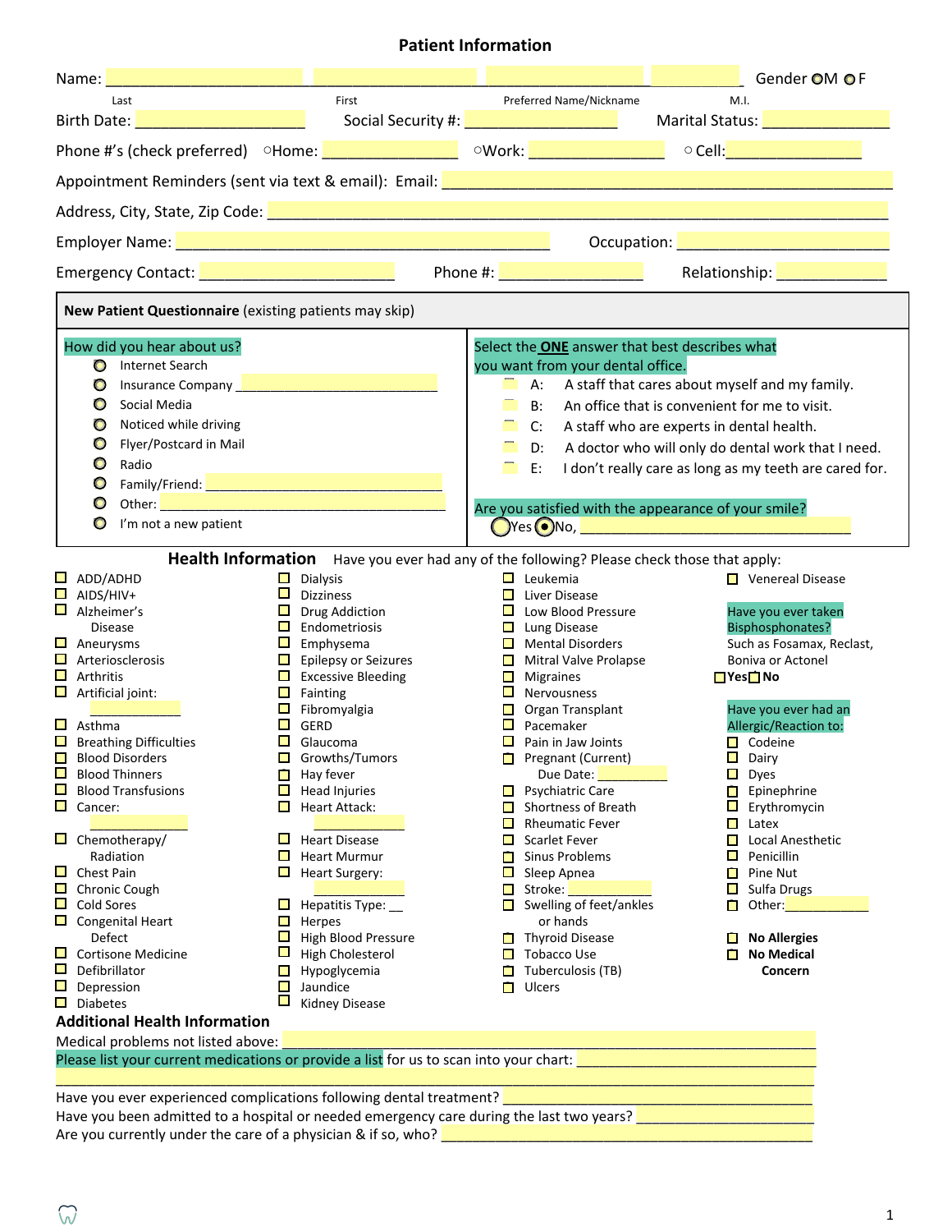# Patient Information

Name: ______________ ______________ ______________ ______ Gender ○M ○F

Last — First — Preferred Name/Nickname — M.I.

Birth Date: ______________ Social Security #: ______________ Marital Status: ______________

Phone #'s (check preferred) ○Home: ______________ ○Work: ______________ ○ Cell: ______________

Appointment Reminders (sent via text & email): Email: ______________________________

Address, City, State, Zip Code: ______________________________

Employer Name: ______________________________ Occupation: ______________

Emergency Contact: ______________ Phone #: ______________ Relationship: ______________

## New Patient Questionnaire (existing patients may skip)

**How did you hear about us?**

- ○ Internet Search
- ○ Insurance Company ______________
- ○ Social Media
- ○ Noticed while driving
- ○ Flyer/Postcard in Mail
- ○ Radio
- ○ Family/Friend: ______________
- ○ Other: ______________
- ○ I'm not a new patient

**Select the ONE answer that best describes what you want from your dental office.**

- ☐ A: A staff that cares about myself and my family.
- ☐ B: An office that is convenient for me to visit.
- ☐ C: A staff who are experts in dental health.
- ☐ D: A doctor who will only do dental work that I need.
- ☐ E: I don't really care as long as my teeth are cared for.

**Are you satisfied with the appearance of your smile?**

○Yes ○No, ______________

## Health Information

Have you ever had any of the following? Please check those that apply:

- ☐ ADD/ADHD
- ☐ AIDS/HIV+
- ☐ Alzheimer's Disease
- ☐ Aneurysms
- ☐ Arteriosclerosis
- ☐ Arthritis
- ☐ Artificial joint: ______________
- ☐ Asthma
- ☐ Breathing Difficulties
- ☐ Blood Disorders
- ☐ Blood Thinners
- ☐ Blood Transfusions
- ☐ Cancer: ______________
- ☐ Chemotherapy/ Radiation
- ☐ Chest Pain
- ☐ Chronic Cough
- ☐ Cold Sores
- ☐ Congenital Heart Defect
- ☐ Cortisone Medicine
- ☐ Defibrillator
- ☐ Depression
- ☐ Diabetes
- ☐ Dialysis
- ☐ Dizziness
- ☐ Drug Addiction
- ☐ Endometriosis
- ☐ Emphysema
- ☐ Epilepsy or Seizures
- ☐ Excessive Bleeding
- ☐ Fainting
- ☐ Fibromyalgia
- ☐ GERD
- ☐ Glaucoma
- ☐ Growths/Tumors
- ☐ Hay fever
- ☐ Head Injuries
- ☐ Heart Attack: ______________
- ☐ Heart Disease
- ☐ Heart Murmur
- ☐ Heart Surgery: ______________
- ☐ Hepatitis Type: __
- ☐ Herpes
- ☐ High Blood Pressure
- ☐ High Cholesterol
- ☐ Hypoglycemia
- ☐ Jaundice
- ☐ Kidney Disease
- ☐ Leukemia
- ☐ Liver Disease
- ☐ Low Blood Pressure
- ☐ Lung Disease
- ☐ Mental Disorders
- ☐ Mitral Valve Prolapse
- ☐ Migraines
- ☐ Nervousness
- ☐ Organ Transplant
- ☐ Pacemaker
- ☐ Pain in Jaw Joints
- ☐ Pregnant (Current) Due Date: ______________
- ☐ Psychiatric Care
- ☐ Shortness of Breath
- ☐ Rheumatic Fever
- ☐ Scarlet Fever
- ☐ Sinus Problems
- ☐ Sleep Apnea
- ☐ Stroke: ______________
- ☐ Swelling of feet/ankles or hands
- ☐ Thyroid Disease
- ☐ Tobacco Use
- ☐ Tuberculosis (TB)
- ☐ Ulcers
- ☐ Venereal Disease

**Have you ever taken Bisphosphonates?**
Such as Fosamax, Reclast, Boniva or Actonel
☐**Yes** ☐**No**

**Have you ever had an Allergic/Reaction to:**

- ☐ Codeine
- ☐ Dairy
- ☐ Dyes
- ☐ Epinephrine
- ☐ Erythromycin
- ☐ Latex
- ☐ Local Anesthetic
- ☐ Penicillin
- ☐ Pine Nut
- ☐ Sulfa Drugs
- ☐ Other: ______________

- ☐ **No Allergies**
- ☐ **No Medical Concern**

## Additional Health Information

Medical problems not listed above: ______________________________

Please list your current medications or provide a list for us to scan into your chart: ______________________________

______________________________

Have you ever experienced complications following dental treatment? ______________________________

Have you been admitted to a hospital or needed emergency care during the last two years? ______________

Are you currently under the care of a physician & if so, who? ______________________________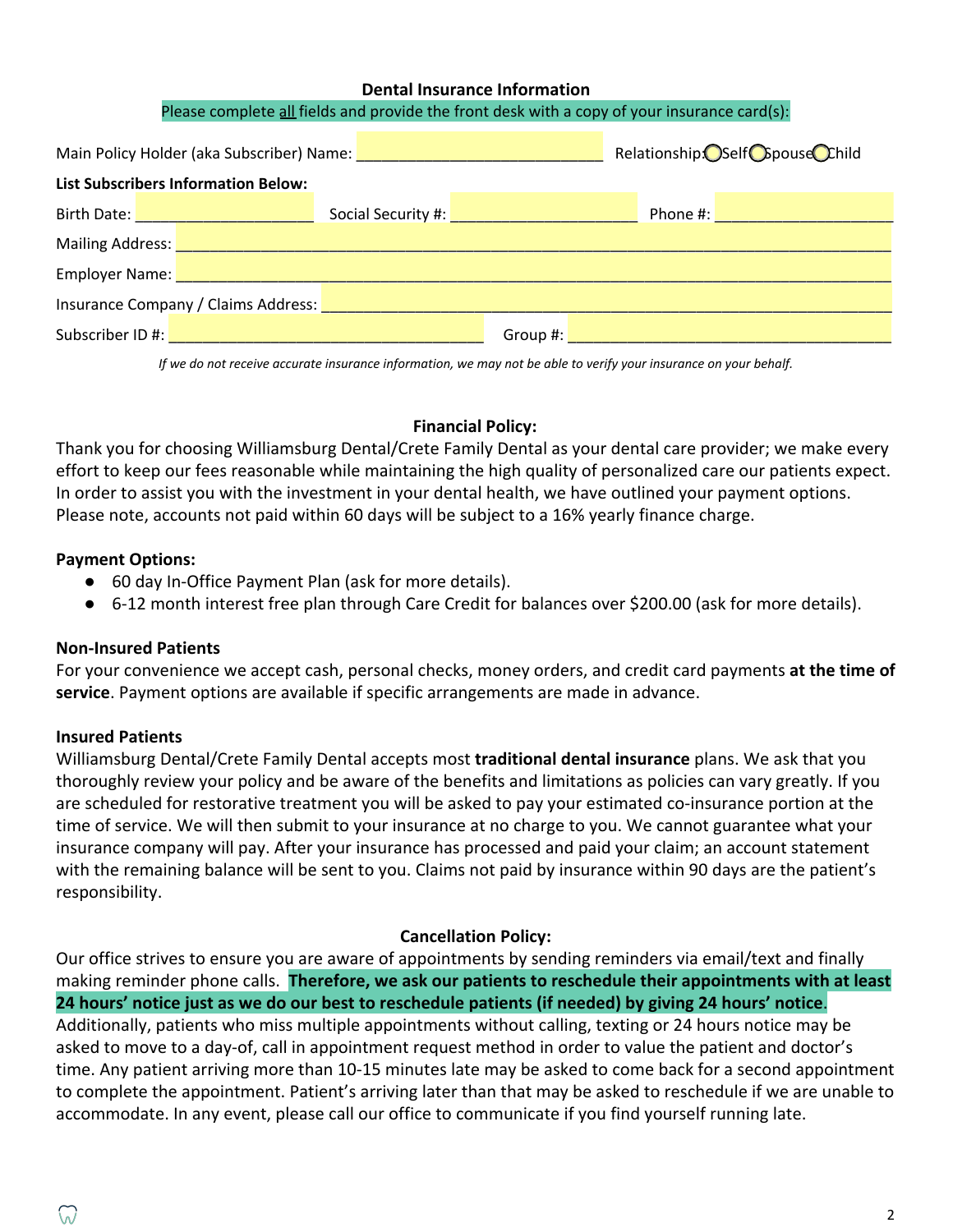## Dental Insurance Information

Please complete all fields and provide the front desk with a copy of your insurance card(s):

Main Policy Holder (aka Subscriber) Name: ____________________________ Relationship: ◯ Self ◯ Spouse ◯ Child

**List Subscribers Information Below:**

Birth Date: ____________________ Social Security #: ____________________ Phone #: ____________________

Mailing Address: ____________________________________________________________

Employer Name: ____________________________________________________________

Insurance Company / Claims Address: ____________________________________________________________

Subscriber ID #: ________________________________ Group #: ________________________________

*If we do not receive accurate insurance information, we may not be able to verify your insurance on your behalf.*

## Financial Policy:

Thank you for choosing Williamsburg Dental/Crete Family Dental as your dental care provider; we make every effort to keep our fees reasonable while maintaining the high quality of personalized care our patients expect. In order to assist you with the investment in your dental health, we have outlined your payment options. Please note, accounts not paid within 60 days will be subject to a 16% yearly finance charge.

**Payment Options:**

- 60 day In-Office Payment Plan (ask for more details).
- 6-12 month interest free plan through Care Credit for balances over $200.00 (ask for more details).

**Non-Insured Patients**

For your convenience we accept cash, personal checks, money orders, and credit card payments **at the time of service**. Payment options are available if specific arrangements are made in advance.

**Insured Patients**

Williamsburg Dental/Crete Family Dental accepts most **traditional dental insurance** plans. We ask that you thoroughly review your policy and be aware of the benefits and limitations as policies can vary greatly. If you are scheduled for restorative treatment you will be asked to pay your estimated co-insurance portion at the time of service. We will then submit to your insurance at no charge to you. We cannot guarantee what your insurance company will pay. After your insurance has processed and paid your claim; an account statement with the remaining balance will be sent to you. Claims not paid by insurance within 90 days are the patient's responsibility.

## Cancellation Policy:

Our office strives to ensure you are aware of appointments by sending reminders via email/text and finally making reminder phone calls. **Therefore, we ask our patients to reschedule their appointments with at least 24 hours' notice just as we do our best to reschedule patients (if needed) by giving 24 hours' notice**. Additionally, patients who miss multiple appointments without calling, texting or 24 hours notice may be asked to move to a day-of, call in appointment request method in order to value the patient and doctor's time. Any patient arriving more than 10-15 minutes late may be asked to come back for a second appointment to complete the appointment. Patient's arriving later than that may be asked to reschedule if we are unable to accommodate. In any event, please call our office to communicate if you find yourself running late.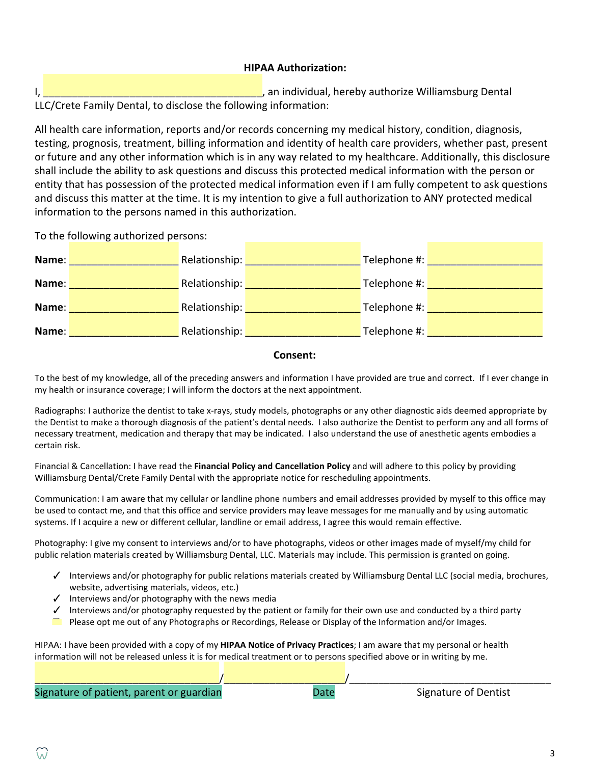**HIPAA Authorization:**

I, ______________________________________, an individual, hereby authorize Williamsburg Dental LLC/Crete Family Dental, to disclose the following information:

All health care information, reports and/or records concerning my medical history, condition, diagnosis, testing, prognosis, treatment, billing information and identity of health care providers, whether past, present or future and any other information which is in any way related to my healthcare. Additionally, this disclosure shall include the ability to ask questions and discuss this protected medical information with the person or entity that has possession of the protected medical information even if I am fully competent to ask questions and discuss this matter at the time. It is my intention to give a full authorization to ANY protected medical information to the persons named in this authorization.

To the following authorized persons:

**Name**: ___________________ Relationship: ____________________ Telephone #: ____________________

**Name**: ___________________ Relationship: ____________________ Telephone #: ____________________

**Name**: ___________________ Relationship: ____________________ Telephone #: ____________________

**Name**: ___________________ Relationship: ____________________ Telephone #: ____________________

**Consent:**

To the best of my knowledge, all of the preceding answers and information I have provided are true and correct. If I ever change in my health or insurance coverage; I will inform the doctors at the next appointment.

Radiographs: I authorize the dentist to take x-rays, study models, photographs or any other diagnostic aids deemed appropriate by the Dentist to make a thorough diagnosis of the patient's dental needs. I also authorize the Dentist to perform any and all forms of necessary treatment, medication and therapy that may be indicated. I also understand the use of anesthetic agents embodies a certain risk.

Financial & Cancellation: I have read the **Financial Policy and Cancellation Policy** and will adhere to this policy by providing Williamsburg Dental/Crete Family Dental with the appropriate notice for rescheduling appointments.

Communication: I am aware that my cellular or landline phone numbers and email addresses provided by myself to this office may be used to contact me, and that this office and service providers may leave messages for me manually and by using automatic systems. If I acquire a new or different cellular, landline or email address, I agree this would remain effective.

Photography: I give my consent to interviews and/or to have photographs, videos or other images made of myself/my child for public relation materials created by Williamsburg Dental, LLC. Materials may include. This permission is granted on going.

- ✓ Interviews and/or photography for public relations materials created by Williamsburg Dental LLC (social media, brochures, website, advertising materials, videos, etc.)
- ✓ Interviews and/or photography with the news media
- ✓ Interviews and/or photography requested by the patient or family for their own use and conducted by a third party
- ☐ Please opt me out of any Photographs or Recordings, Release or Display of the Information and/or Images.

HIPAA: I have been provided with a copy of my **HIPAA Notice of Privacy Practices**; I am aware that my personal or health information will not be released unless it is for medical treatment or to persons specified above or in writing by me.

_________________________________/______________________/____________________________________

Signature of patient, parent or guardian Date Signature of Dentist